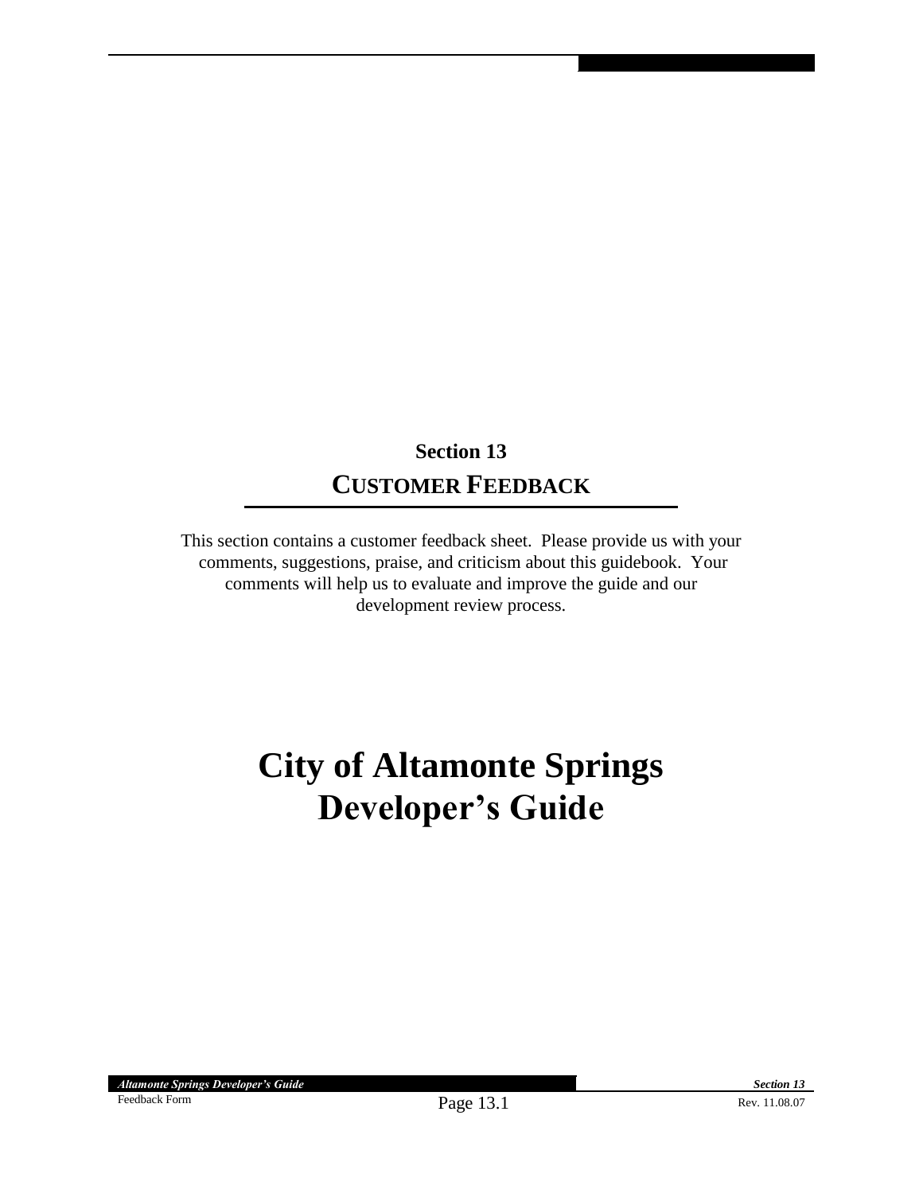## Section 13

## CUSTOMER FEEDBACK

This section contains a customer feedback sheet. Please provide us with your comments, suggestions, praise, and criticism about this guidebook. Your comments will help us to evaluate and improve the guide and our development review process.

# City of Altamonte Springs Developer's Guide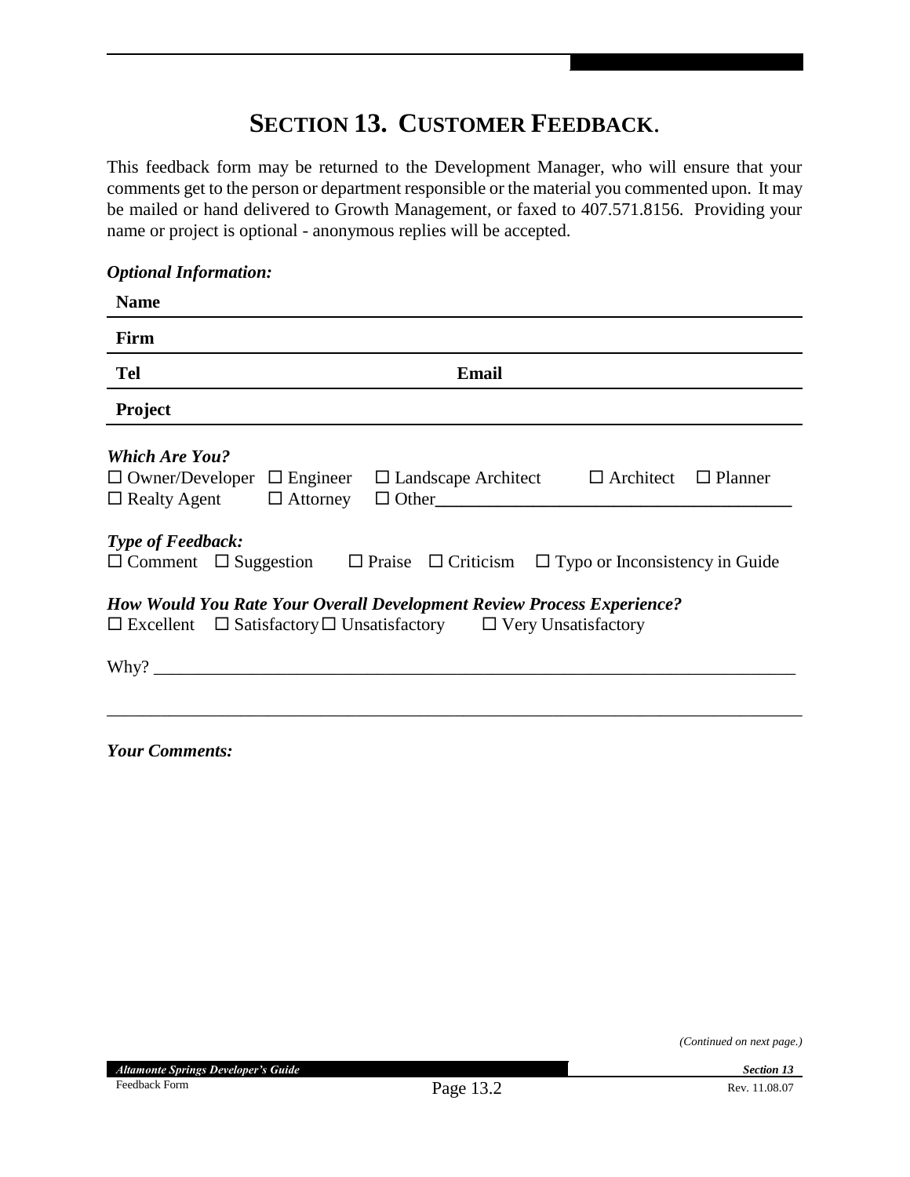# SECTION 13. CUSTOMER FEEDBACK.

This feedback form may be returned to the Development Manager, who will ensure that your comments get to the person or department responsible or the material you commented upon. It may be mailed or hand delivered to Growth Management, or faxed to 407.571.8156. Providing your name or project is optional - anonymous replies will be accepted.

***Optional Information:***

**Name** ______________________________________________

**Firm** ______________________________________________

**Tel** ______________________ **Email** ______________________

**Project** ______________________________________________

***Which Are You?***

☐ Owner/Developer ☐ Engineer ☐ Landscape Architect ☐ Architect ☐ Planner
☐ Realty Agent ☐ Attorney ☐ Other______________________________

***Type of Feedback:***

☐ Comment ☐ Suggestion ☐ Praise ☐ Criticism ☐ Typo or Inconsistency in Guide

***How Would You Rate Your Overall Development Review Process Experience?***

☐ Excellent ☐ Satisfactory ☐ Unsatisfactory ☐ Very Unsatisfactory

Why? ______________________________________________________________

______________________________________________________________

***Your Comments:***

*(Continued on next page.)*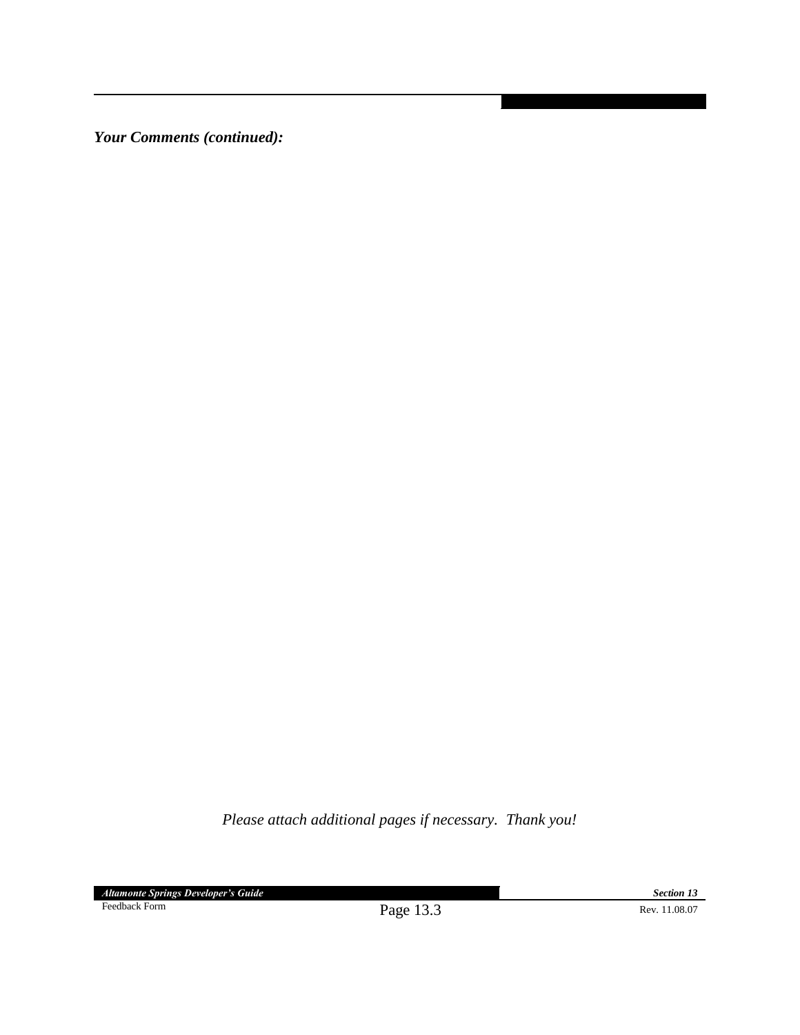***Your Comments (continued):***

*Please attach additional pages if necessary. Thank you!*